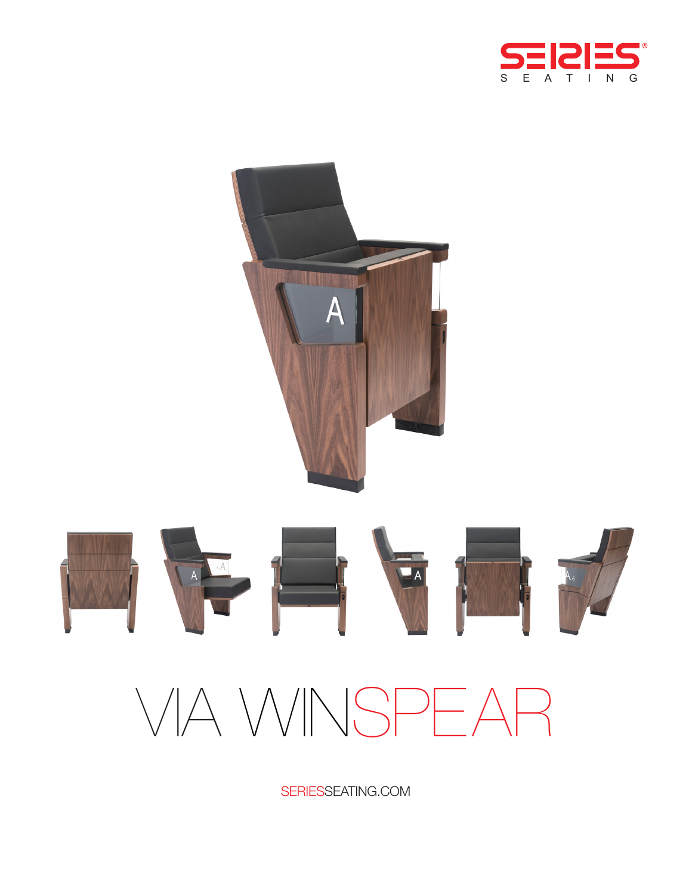SERIES SEATING

# VIA WINSPEAR

SERIESSEATING.COM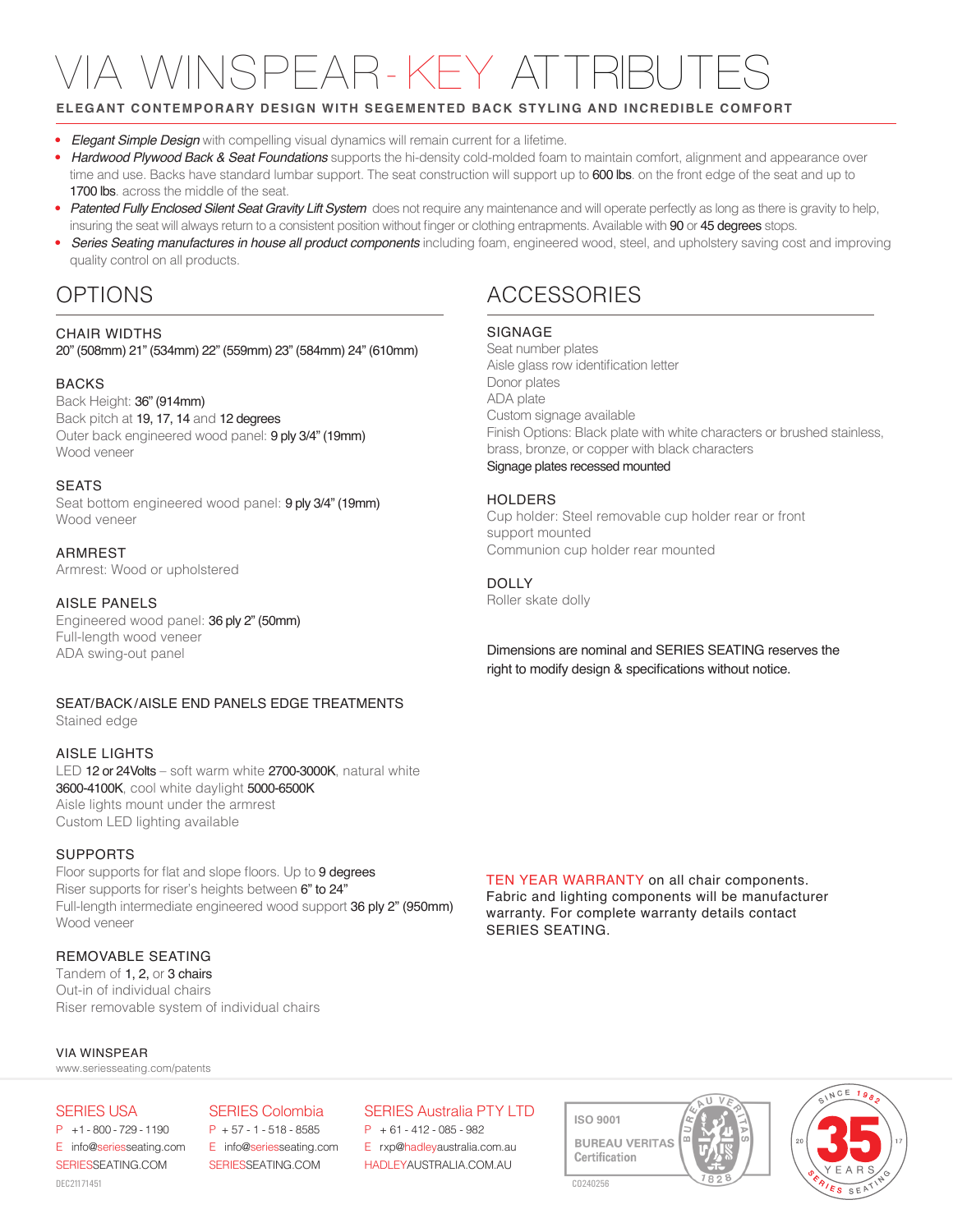# VIA WINSPEAR - KEY ATTRIBUTES

**ELEGANT CONTEMPORARY DESIGN WITH SEGEMENTED BACK STYLING AND INCREDIBLE COMFORT**

- *Elegant Simple Design* with compelling visual dynamics will remain current for a lifetime.
- *Hardwood Plywood Back & Seat Foundations* supports the hi-density cold-molded foam to maintain comfort, alignment and appearance over time and use. Backs have standard lumbar support. The seat construction will support up to 600 lbs. on the front edge of the seat and up to 1700 lbs. across the middle of the seat.
- *Patented Fully Enclosed Silent Seat Gravity Lift System* does not require any maintenance and will operate perfectly as long as there is gravity to help, insuring the seat will always return to a consistent position without finger or clothing entrapments. Available with 90 or 45 degrees stops.
- *Series Seating manufactures in house all product components* including foam, engineered wood, steel, and upholstery saving cost and improving quality control on all products.

## OPTIONS

### CHAIR WIDTHS
20" (508mm) 21" (534mm) 22" (559mm) 23" (584mm) 24" (610mm)

### BACKS
Back Height: 36" (914mm)
Back pitch at 19, 17, 14 and 12 degrees
Outer back engineered wood panel: 9 ply 3/4" (19mm)
Wood veneer

### SEATS
Seat bottom engineered wood panel: 9 ply 3/4" (19mm)
Wood veneer

### ARMREST
Armrest: Wood or upholstered

### AISLE PANELS
Engineered wood panel: 36 ply 2" (50mm)
Full-length wood veneer
ADA swing-out panel

### SEAT/BACK/AISLE END PANELS EDGE TREATMENTS
Stained edge

### AISLE LIGHTS
LED 12 or 24Volts – soft warm white 2700-3000K, natural white 3600-4100K, cool white daylight 5000-6500K
Aisle lights mount under the armrest
Custom LED lighting available

### SUPPORTS
Floor supports for flat and slope floors. Up to 9 degrees
Riser supports for riser's heights between 6" to 24"
Full-length intermediate engineered wood support 36 ply 2" (950mm)
Wood veneer

### REMOVABLE SEATING
Tandem of 1, 2, or 3 chairs
Out-in of individual chairs
Riser removable system of individual chairs

## ACCESSORIES

### SIGNAGE
Seat number plates
Aisle glass row identification letter
Donor plates
ADA plate
Custom signage available
Finish Options: Black plate with white characters or brushed stainless, brass, bronze, or copper with black characters
Signage plates recessed mounted

### HOLDERS
Cup holder: Steel removable cup holder rear or front support mounted
Communion cup holder rear mounted

### DOLLY
Roller skate dolly

Dimensions are nominal and SERIES SEATING reserves the right to modify design & specifications without notice.

TEN YEAR WARRANTY on all chair components. Fabric and lighting components will be manufacturer warranty. For complete warranty details contact SERIES SEATING.

VIA WINSPEAR
www.seriesseating.com/patents

**SERIES USA**
P +1 - 800 - 729 - 1190
E info@seriesseating.com
SERIESSEATING.COM

**SERIES Colombia**
P + 57 - 1 - 518 - 8585
E info@seriesseating.com
SERIESSEATING.COM

**SERIES Australia PTY LTD**
P + 61 - 412 - 085 - 982
E rxp@hadleyaustralia.com.au
HADLEYAUSTRALIA.COM.AU

ISO 9001
BUREAU VERITAS Certification
CO240256

SINCE 1982 35 YEARS SERIES SEATING

DEC21171451